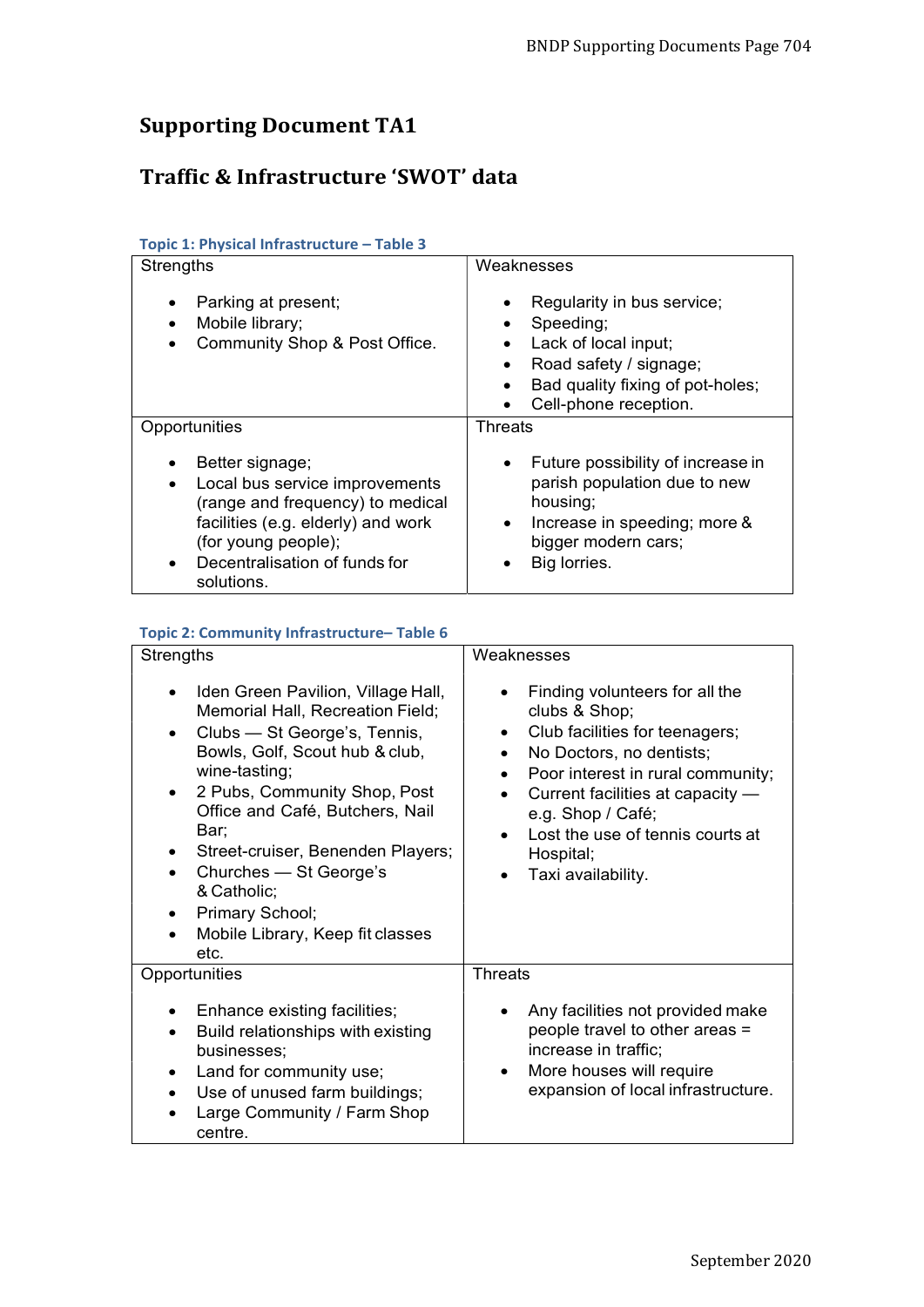# Supporting Document TA1

## Traffic & Infrastructure 'SWOT' data

### Topic 1: Physical Infrastructure – Table 3

| Strengths | Weaknesses |
|---|---|
| • Parking at present;<br>• Mobile library;<br>• Community Shop & Post Office. | • Regularity in bus service;<br>• Speeding;<br>• Lack of local input;<br>• Road safety / signage;<br>• Bad quality fixing of pot-holes;<br>• Cell-phone reception. |
| **Opportunities** | **Threats** |
| • Better signage;<br>• Local bus service improvements (range and frequency) to medical facilities (e.g. elderly) and work (for young people);<br>• Decentralisation of funds for solutions. | • Future possibility of increase in parish population due to new housing;<br>• Increase in speeding; more & bigger modern cars;<br>• Big lorries. |

### Topic 2: Community Infrastructure– Table 6

| Strengths | Weaknesses |
|---|---|
| • Iden Green Pavilion, Village Hall, Memorial Hall, Recreation Field;<br>• Clubs — St George's, Tennis, Bowls, Golf, Scout hub & club, wine-tasting;<br>• 2 Pubs, Community Shop, Post Office and Café, Butchers, Nail Bar;<br>• Street-cruiser, Benenden Players;<br>• Churches — St George's & Catholic;<br>• Primary School;<br>• Mobile Library, Keep fit classes etc. | • Finding volunteers for all the clubs & Shop;<br>• Club facilities for teenagers;<br>• No Doctors, no dentists;<br>• Poor interest in rural community;<br>• Current facilities at capacity — e.g. Shop / Café;<br>• Lost the use of tennis courts at Hospital;<br>• Taxi availability. |
| **Opportunities** | **Threats** |
| • Enhance existing facilities;<br>• Build relationships with existing businesses;<br>• Land for community use;<br>• Use of unused farm buildings;<br>• Large Community / Farm Shop centre. | • Any facilities not provided make people travel to other areas = increase in traffic;<br>• More houses will require expansion of local infrastructure. |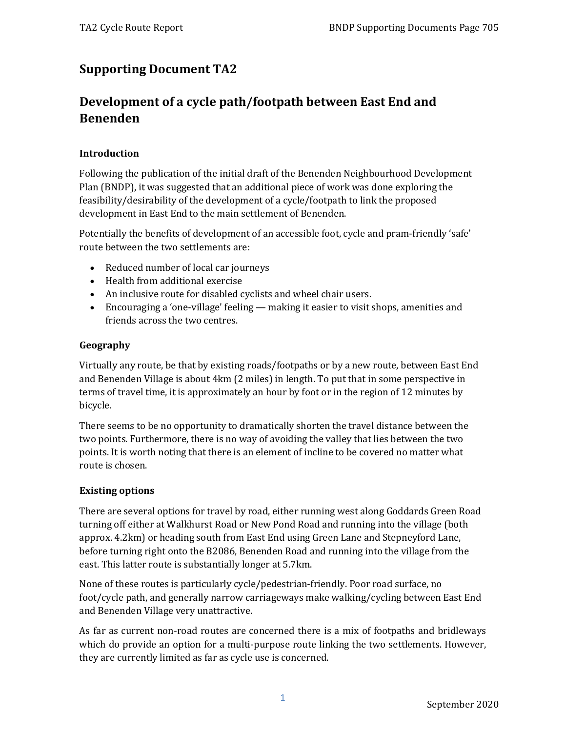## Supporting Document TA2

## Development of a cycle path/footpath between East End and Benenden

### Introduction

Following the publication of the initial draft of the Benenden Neighbourhood Development Plan (BNDP), it was suggested that an additional piece of work was done exploring the feasibility/desirability of the development of a cycle/footpath to link the proposed development in East End to the main settlement of Benenden.

Potentially the benefits of development of an accessible foot, cycle and pram-friendly 'safe' route between the two settlements are:

- Reduced number of local car journeys
- Health from additional exercise
- An inclusive route for disabled cyclists and wheel chair users.
- Encouraging a 'one-village' feeling — making it easier to visit shops, amenities and friends across the two centres.

### Geography

Virtually any route, be that by existing roads/footpaths or by a new route, between East End and Benenden Village is about 4km (2 miles) in length. To put that in some perspective in terms of travel time, it is approximately an hour by foot or in the region of 12 minutes by bicycle.

There seems to be no opportunity to dramatically shorten the travel distance between the two points. Furthermore, there is no way of avoiding the valley that lies between the two points. It is worth noting that there is an element of incline to be covered no matter what route is chosen.

### Existing options

There are several options for travel by road, either running west along Goddards Green Road turning off either at Walkhurst Road or New Pond Road and running into the village (both approx. 4.2km) or heading south from East End using Green Lane and Stepneyford Lane, before turning right onto the B2086, Benenden Road and running into the village from the east. This latter route is substantially longer at 5.7km.

None of these routes is particularly cycle/pedestrian-friendly. Poor road surface, no foot/cycle path, and generally narrow carriageways make walking/cycling between East End and Benenden Village very unattractive.

As far as current non-road routes are concerned there is a mix of footpaths and bridleways which do provide an option for a multi-purpose route linking the two settlements. However, they are currently limited as far as cycle use is concerned.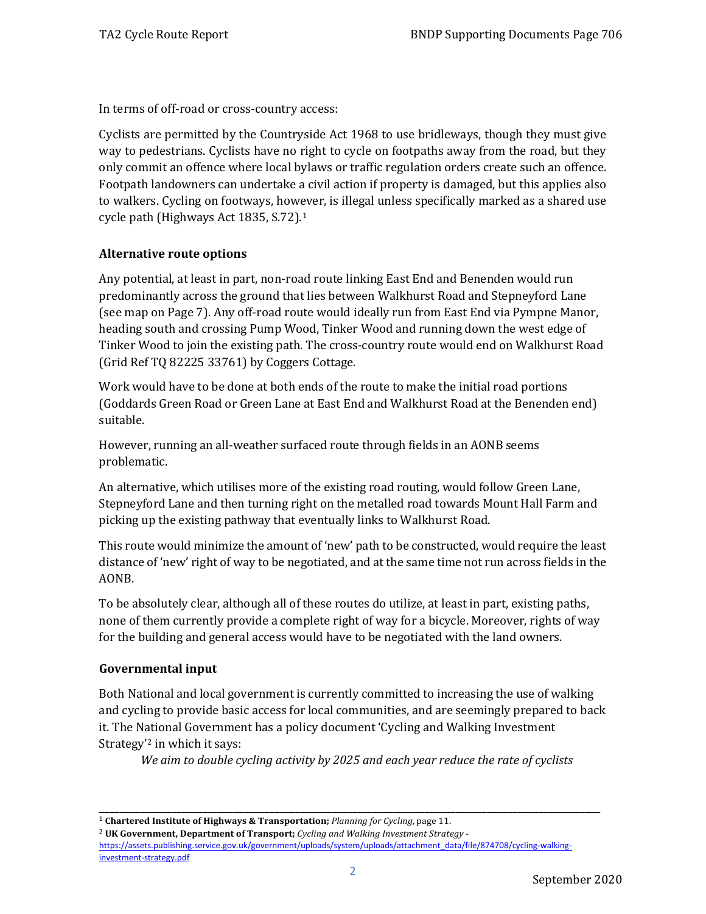In terms of off-road or cross-country access:

Cyclists are permitted by the Countryside Act 1968 to use bridleways, though they must give way to pedestrians. Cyclists have no right to cycle on footpaths away from the road, but they only commit an offence where local bylaws or traffic regulation orders create such an offence. Footpath landowners can undertake a civil action if property is damaged, but this applies also to walkers. Cycling on footways, however, is illegal unless specifically marked as a shared use cycle path (Highways Act 1835, S.72).[1]

### Alternative route options

Any potential, at least in part, non-road route linking East End and Benenden would run predominantly across the ground that lies between Walkhurst Road and Stepneyford Lane (see map on Page 7). Any off-road route would ideally run from East End via Pympne Manor, heading south and crossing Pump Wood, Tinker Wood and running down the west edge of Tinker Wood to join the existing path. The cross-country route would end on Walkhurst Road (Grid Ref TQ 82225 33761) by Coggers Cottage.

Work would have to be done at both ends of the route to make the initial road portions (Goddards Green Road or Green Lane at East End and Walkhurst Road at the Benenden end) suitable.

However, running an all-weather surfaced route through fields in an AONB seems problematic.

An alternative, which utilises more of the existing road routing, would follow Green Lane, Stepneyford Lane and then turning right on the metalled road towards Mount Hall Farm and picking up the existing pathway that eventually links to Walkhurst Road.

This route would minimize the amount of 'new' path to be constructed, would require the least distance of 'new' right of way to be negotiated, and at the same time not run across fields in the AONB.

To be absolutely clear, although all of these routes do utilize, at least in part, existing paths, none of them currently provide a complete right of way for a bicycle. Moreover, rights of way for the building and general access would have to be negotiated with the land owners.

### Governmental input

Both National and local government is currently committed to increasing the use of walking and cycling to provide basic access for local communities, and are seemingly prepared to back it. The National Government has a policy document 'Cycling and Walking Investment Strategy'[2] in which it says:

> *We aim to double cycling activity by 2025 and each year reduce the rate of cyclists*

---

[1] **Chartered Institute of Highways & Transportation;** *Planning for Cycling*, page 11.

[2] **UK Government, Department of Transport;** *Cycling and Walking Investment Strategy* - https://assets.publishing.service.gov.uk/government/uploads/system/uploads/attachment_data/file/874708/cycling-walking-investment-strategy.pdf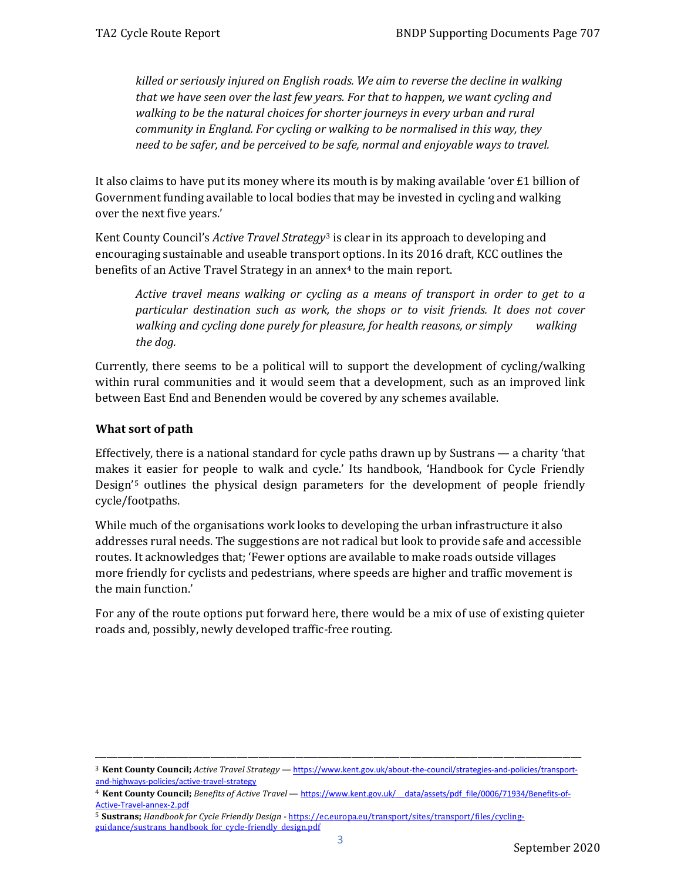> *killed or seriously injured on English roads. We aim to reverse the decline in walking that we have seen over the last few years. For that to happen, we want cycling and walking to be the natural choices for shorter journeys in every urban and rural community in England. For cycling or walking to be normalised in this way, they need to be safer, and be perceived to be safe, normal and enjoyable ways to travel.*

It also claims to have put its money where its mouth is by making available 'over £1 billion of Government funding available to local bodies that may be invested in cycling and walking over the next five years.'

Kent County Council's *Active Travel Strategy*[3] is clear in its approach to developing and encouraging sustainable and useable transport options. In its 2016 draft, KCC outlines the benefits of an Active Travel Strategy in an annex[4] to the main report.

> *Active travel means walking or cycling as a means of transport in order to get to a particular destination such as work, the shops or to visit friends. It does not cover walking and cycling done purely for pleasure, for health reasons, or simply walking the dog.*

Currently, there seems to be a political will to support the development of cycling/walking within rural communities and it would seem that a development, such as an improved link between East End and Benenden would be covered by any schemes available.

### What sort of path

Effectively, there is a national standard for cycle paths drawn up by Sustrans — a charity 'that makes it easier for people to walk and cycle.' Its handbook, 'Handbook for Cycle Friendly Design'[5] outlines the physical design parameters for the development of people friendly cycle/footpaths.

While much of the organisations work looks to developing the urban infrastructure it also addresses rural needs. The suggestions are not radical but look to provide safe and accessible routes. It acknowledges that; 'Fewer options are available to make roads outside villages more friendly for cyclists and pedestrians, where speeds are higher and traffic movement is the main function.'

For any of the route options put forward here, there would be a mix of use of existing quieter roads and, possibly, newly developed traffic-free routing.

---

[3] **Kent County Council;** *Active Travel Strategy* — https://www.kent.gov.uk/about-the-council/strategies-and-policies/transport-and-highways-policies/active-travel-strategy

[4] **Kent County Council;** *Benefits of Active Travel* — https://www.kent.gov.uk/__data/assets/pdf_file/0006/71934/Benefits-of-Active-Travel-annex-2.pdf

[5] **Sustrans;** *Handbook for Cycle Friendly Design* - https://ec.europa.eu/transport/sites/transport/files/cycling-guidance/sustrans_handbook_for_cycle-friendly_design.pdf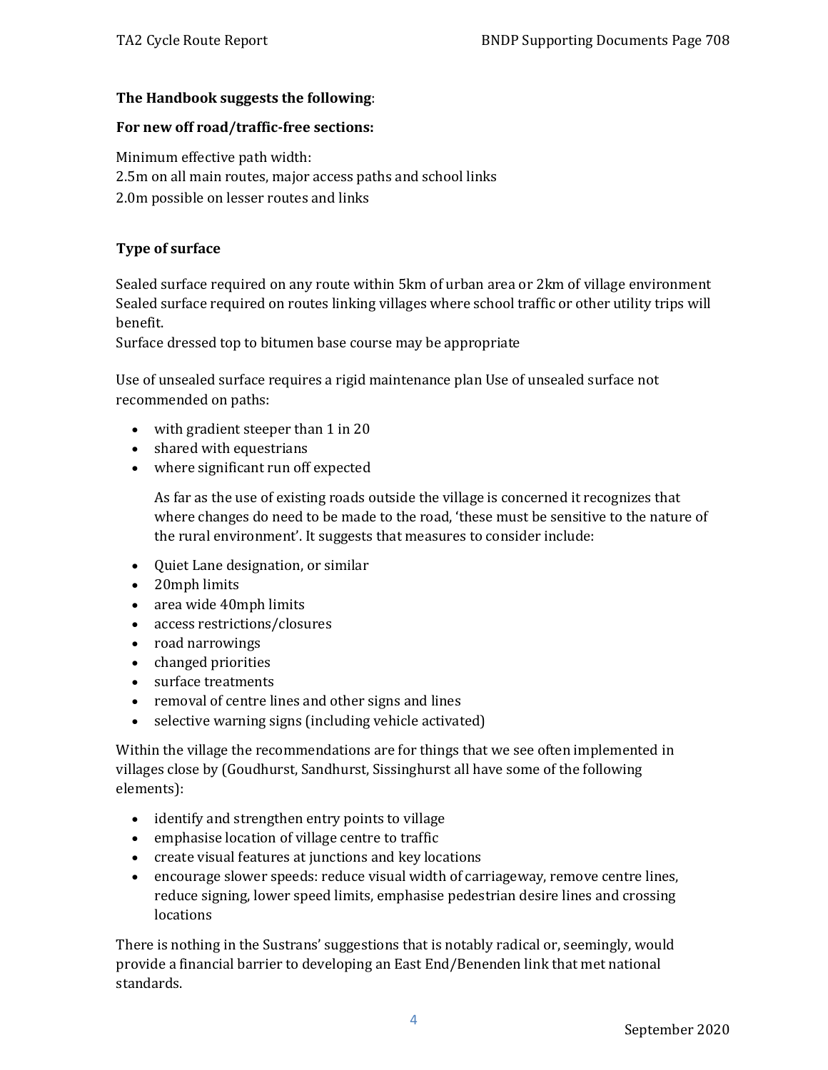**The Handbook suggests the following**:

**For new off road/traffic-free sections:**

Minimum effective path width:
2.5m on all main routes, major access paths and school links
2.0m possible on lesser routes and links

**Type of surface**

Sealed surface required on any route within 5km of urban area or 2km of village environment
Sealed surface required on routes linking villages where school traffic or other utility trips will benefit.
Surface dressed top to bitumen base course may be appropriate

Use of unsealed surface requires a rigid maintenance plan Use of unsealed surface not recommended on paths:

- with gradient steeper than 1 in 20
- shared with equestrians
- where significant run off expected

  As far as the use of existing roads outside the village is concerned it recognizes that where changes do need to be made to the road, 'these must be sensitive to the nature of the rural environment'. It suggests that measures to consider include:

- Quiet Lane designation, or similar
- 20mph limits
- area wide 40mph limits
- access restrictions/closures
- road narrowings
- changed priorities
- surface treatments
- removal of centre lines and other signs and lines
- selective warning signs (including vehicle activated)

Within the village the recommendations are for things that we see often implemented in villages close by (Goudhurst, Sandhurst, Sissinghurst all have some of the following elements):

- identify and strengthen entry points to village
- emphasise location of village centre to traffic
- create visual features at junctions and key locations
- encourage slower speeds: reduce visual width of carriageway, remove centre lines, reduce signing, lower speed limits, emphasise pedestrian desire lines and crossing locations

There is nothing in the Sustrans' suggestions that is notably radical or, seemingly, would provide a financial barrier to developing an East End/Benenden link that met national standards.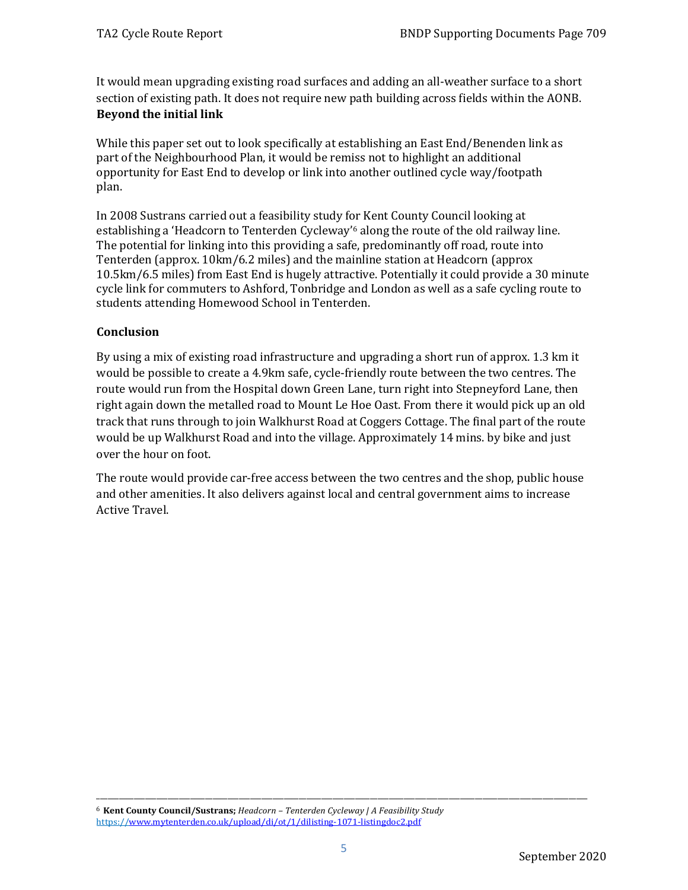It would mean upgrading existing road surfaces and adding an all-weather surface to a short section of existing path. It does not require new path building across fields within the AONB.

**Beyond the initial link**

While this paper set out to look specifically at establishing an East End/Benenden link as part of the Neighbourhood Plan, it would be remiss not to highlight an additional opportunity for East End to develop or link into another outlined cycle way/footpath plan.

In 2008 Sustrans carried out a feasibility study for Kent County Council looking at establishing a 'Headcorn to Tenterden Cycleway'[6] along the route of the old railway line. The potential for linking into this providing a safe, predominantly off road, route into Tenterden (approx. 10km/6.2 miles) and the mainline station at Headcorn (approx 10.5km/6.5 miles) from East End is hugely attractive. Potentially it could provide a 30 minute cycle link for commuters to Ashford, Tonbridge and London as well as a safe cycling route to students attending Homewood School in Tenterden.

**Conclusion**

By using a mix of existing road infrastructure and upgrading a short run of approx. 1.3 km it would be possible to create a 4.9km safe, cycle-friendly route between the two centres. The route would run from the Hospital down Green Lane, turn right into Stepneyford Lane, then right again down the metalled road to Mount Le Hoe Oast. From there it would pick up an old track that runs through to join Walkhurst Road at Coggers Cottage. The final part of the route would be up Walkhurst Road and into the village. Approximately 14 mins. by bike and just over the hour on foot.

The route would provide car-free access between the two centres and the shop, public house and other amenities. It also delivers against local and central government aims to increase Active Travel.

---

[6] **Kent County Council/Sustrans;** *Headcorn – Tenterden Cycleway | A Feasibility Study*
https://www.mytenterden.co.uk/upload/di/ot/1/dilisting-1071-listingdoc2.pdf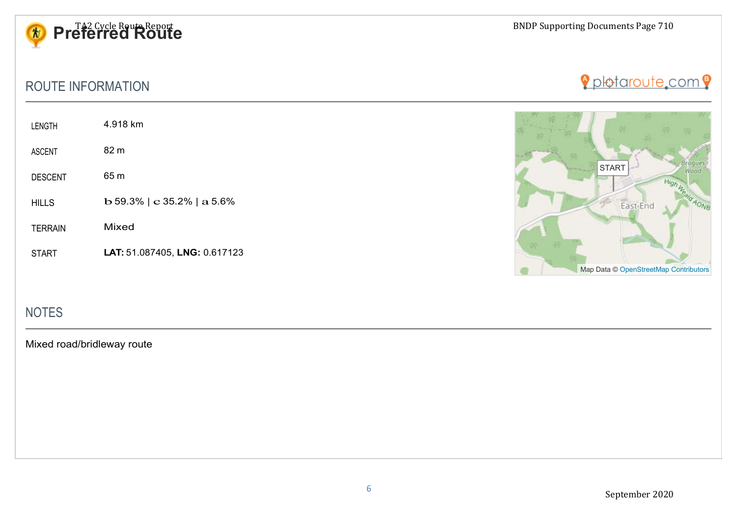# Preferred Route

## ROUTE INFORMATION

| | |
|---|---|
| LENGTH | 4.918 km |
| ASCENT | 82 m |
| DESCENT | 65 m |
| HILLS | b 59.3% \| c 35.2% \| a 5.6% |
| TERRAIN | Mixed |
| START | **LAT:** 51.087405, **LNG:** 0.617123 |

## NOTES

Mixed road/bridleway route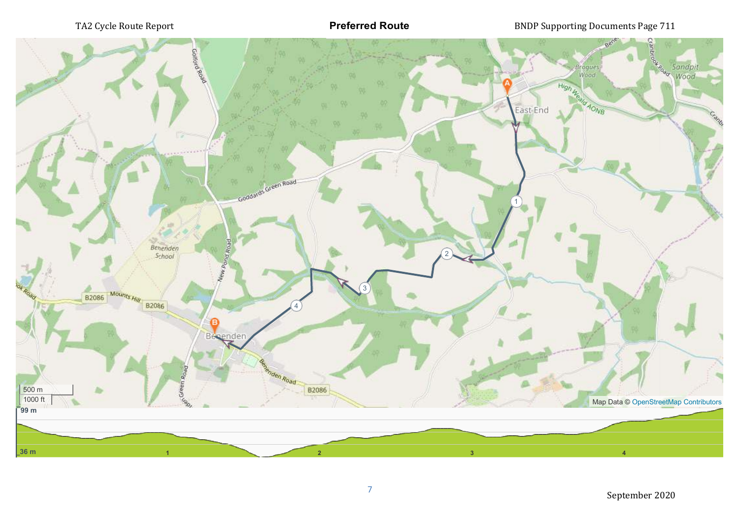## Preferred Route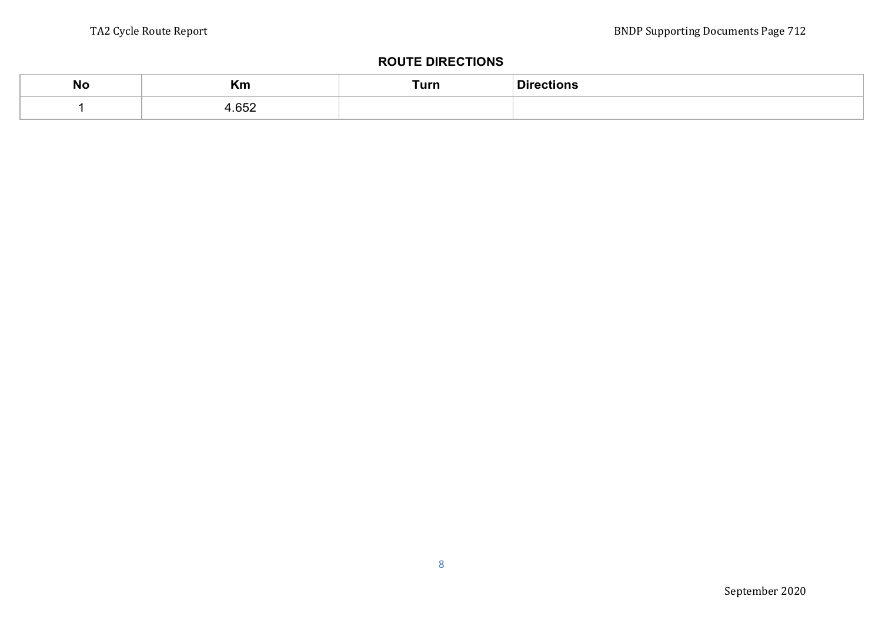## ROUTE DIRECTIONS

| No | Km | Turn | Directions |
|---|---|---|---|
| 1 | 4.652 | | |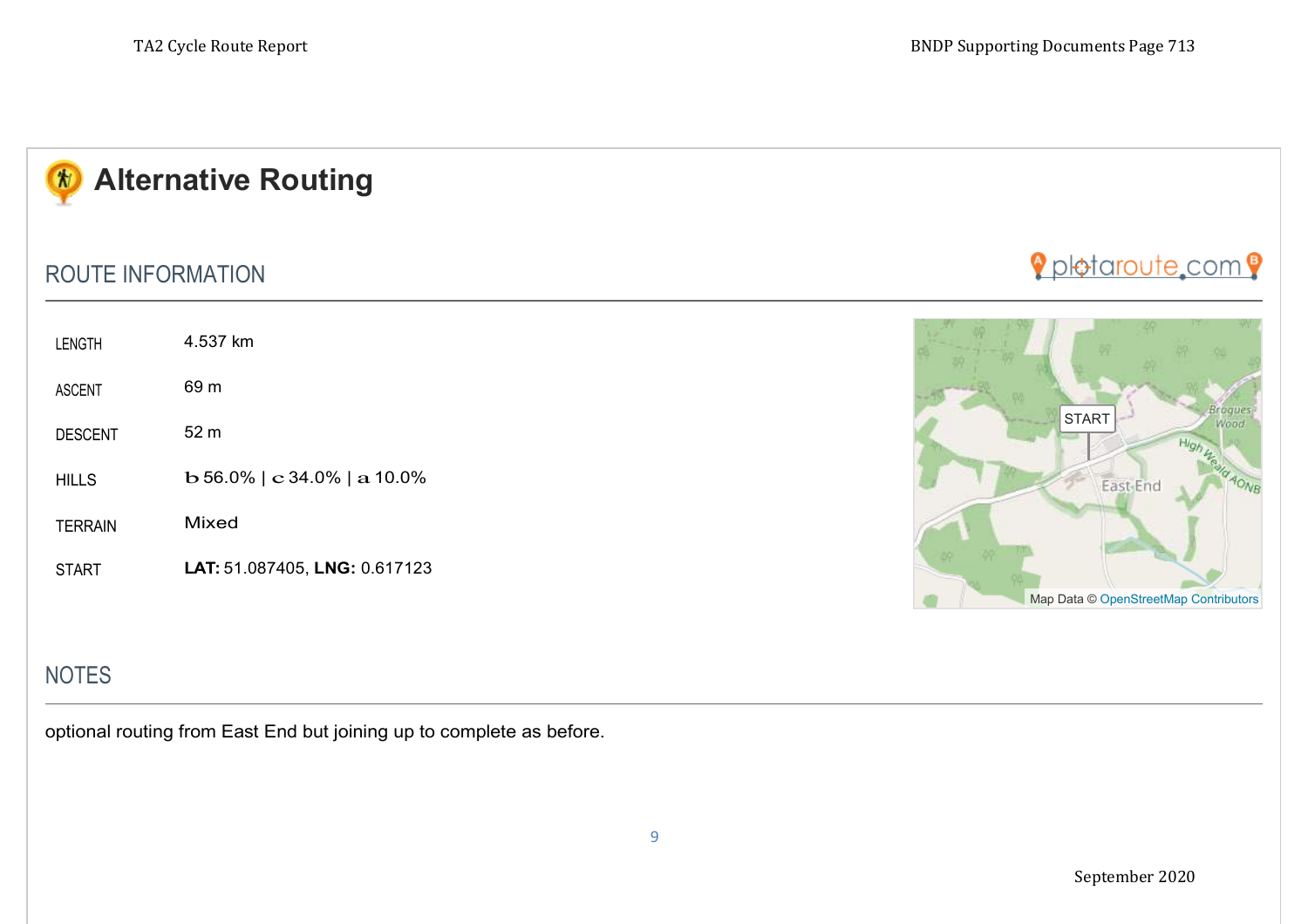# Alternative Routing

## ROUTE INFORMATION

plotaroute.com

| | |
|---|---|
| LENGTH | 4.537 km |
| ASCENT | 69 m |
| DESCENT | 52 m |
| HILLS | b 56.0% \| c 34.0% \| a 10.0% |
| TERRAIN | Mixed |
| START | **LAT:** 51.087405, **LNG:** 0.617123 |

## NOTES

optional routing from East End but joining up to complete as before.

September 2020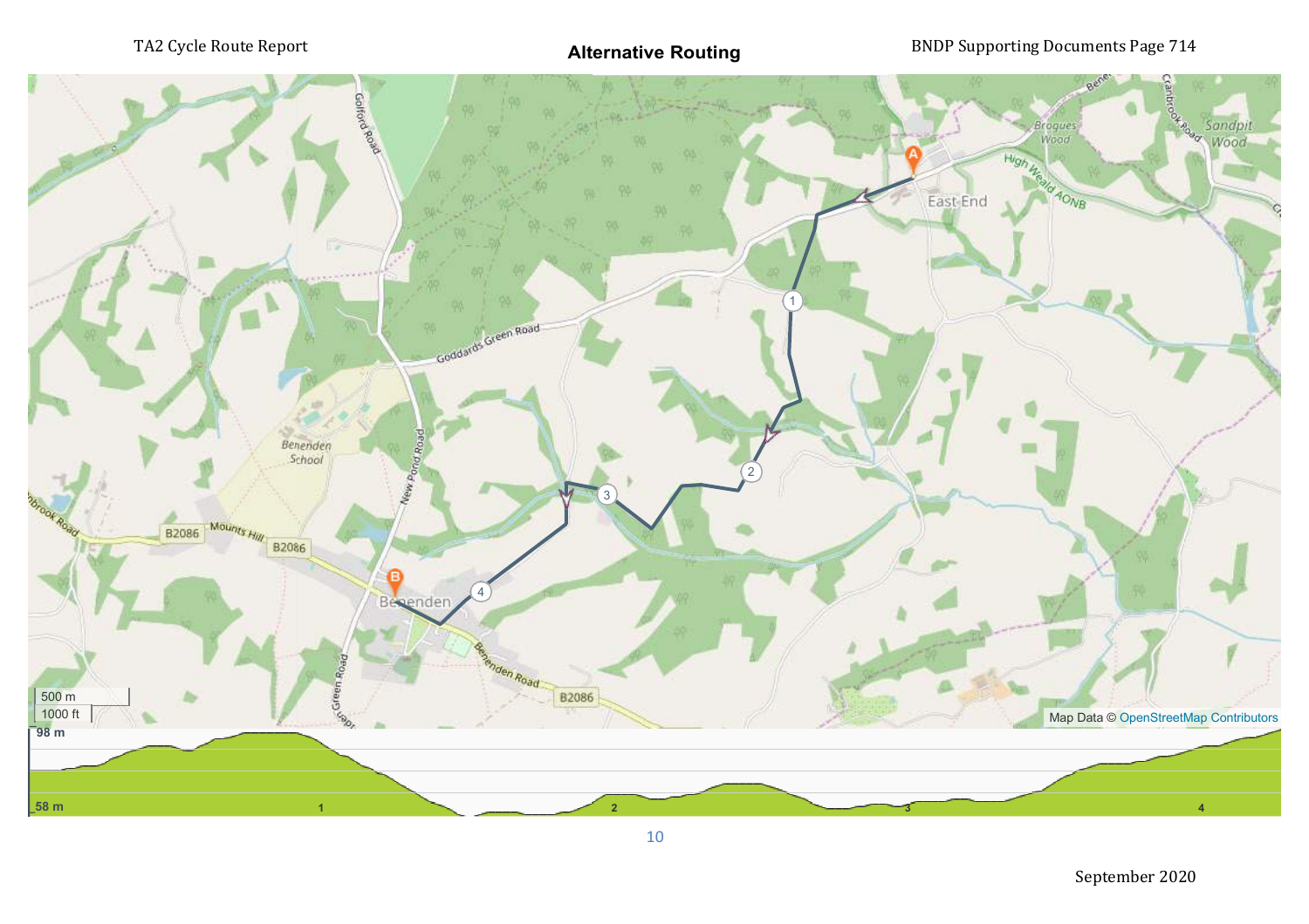## Alternative Routing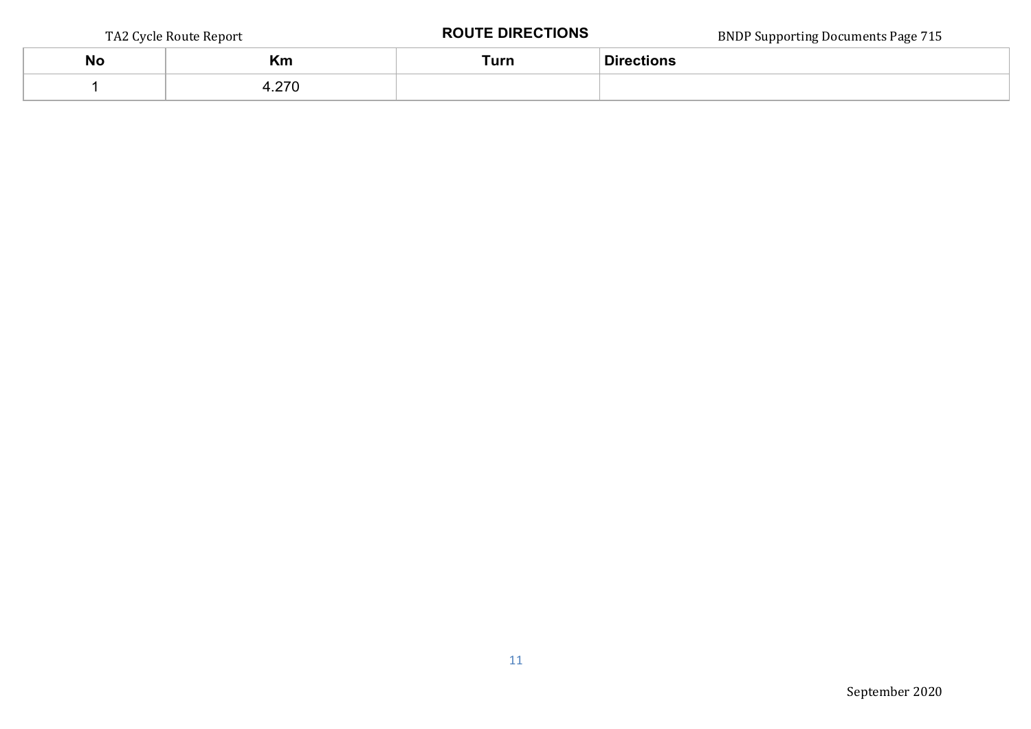## ROUTE DIRECTIONS

| No | Km | Turn | Directions |
|---|---|---|---|
| 1 | 4.270 | | |